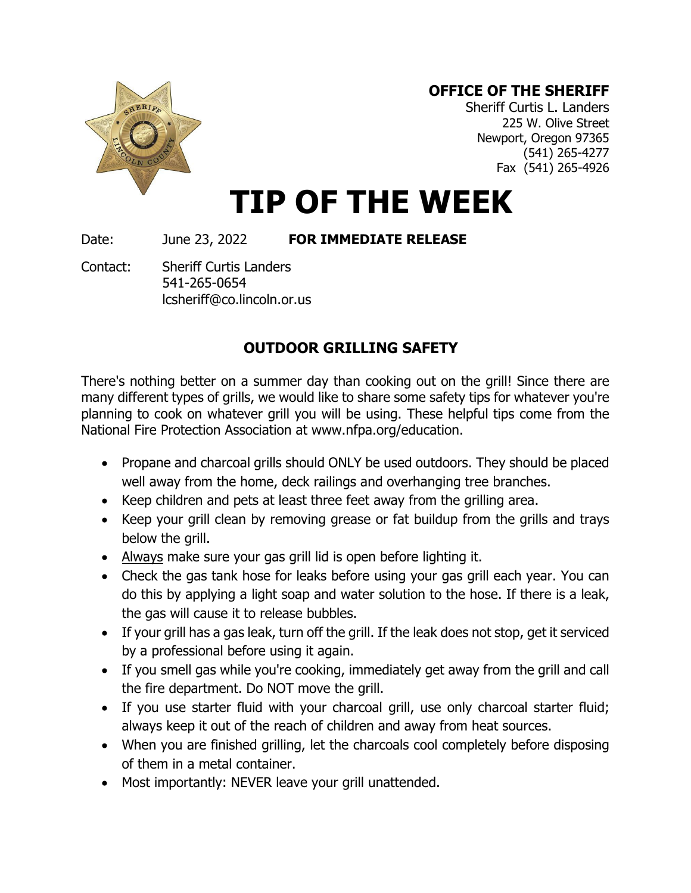**OFFICE OF THE SHERIFF**
Sheriff Curtis L. Landers
225 W. Olive Street
Newport, Oregon 97365
(541) 265-4277
Fax (541) 265-4926

# TIP OF THE WEEK

Date: June 23, 2022 **FOR IMMEDIATE RELEASE**

Contact: Sheriff Curtis Landers
541-265-0654
lcsheriff@co.lincoln.or.us

## OUTDOOR GRILLING SAFETY

There's nothing better on a summer day than cooking out on the grill! Since there are many different types of grills, we would like to share some safety tips for whatever you're planning to cook on whatever grill you will be using. These helpful tips come from the National Fire Protection Association at www.nfpa.org/education.

- Propane and charcoal grills should ONLY be used outdoors. They should be placed well away from the home, deck railings and overhanging tree branches.
- Keep children and pets at least three feet away from the grilling area.
- Keep your grill clean by removing grease or fat buildup from the grills and trays below the grill.
- Always make sure your gas grill lid is open before lighting it.
- Check the gas tank hose for leaks before using your gas grill each year. You can do this by applying a light soap and water solution to the hose. If there is a leak, the gas will cause it to release bubbles.
- If your grill has a gas leak, turn off the grill. If the leak does not stop, get it serviced by a professional before using it again.
- If you smell gas while you're cooking, immediately get away from the grill and call the fire department. Do NOT move the grill.
- If you use starter fluid with your charcoal grill, use only charcoal starter fluid; always keep it out of the reach of children and away from heat sources.
- When you are finished grilling, let the charcoals cool completely before disposing of them in a metal container.
- Most importantly: NEVER leave your grill unattended.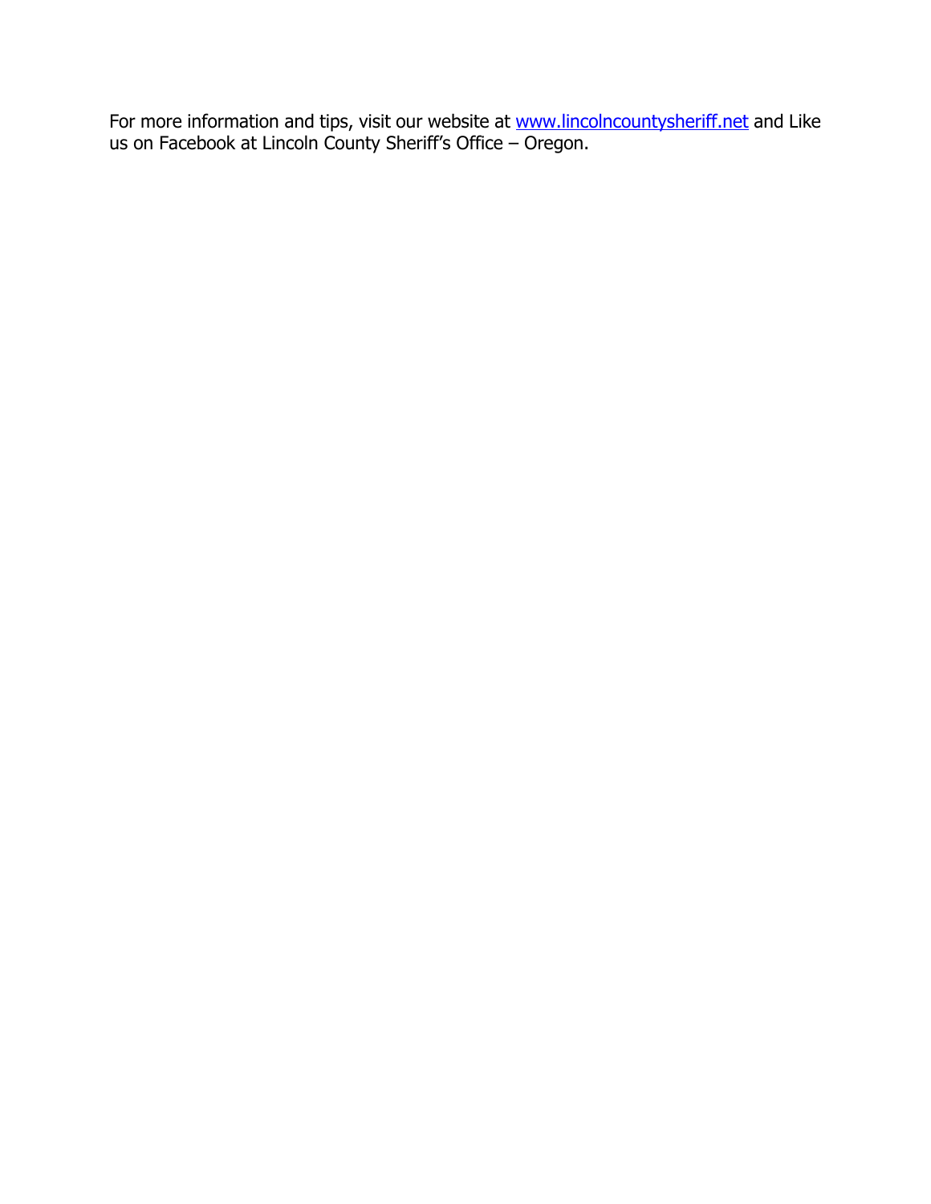For more information and tips, visit our website at [www.lincolncountysheriff.net](http://www.lincolncountysheriff.net) and Like us on Facebook at Lincoln County Sheriff's Office – Oregon.